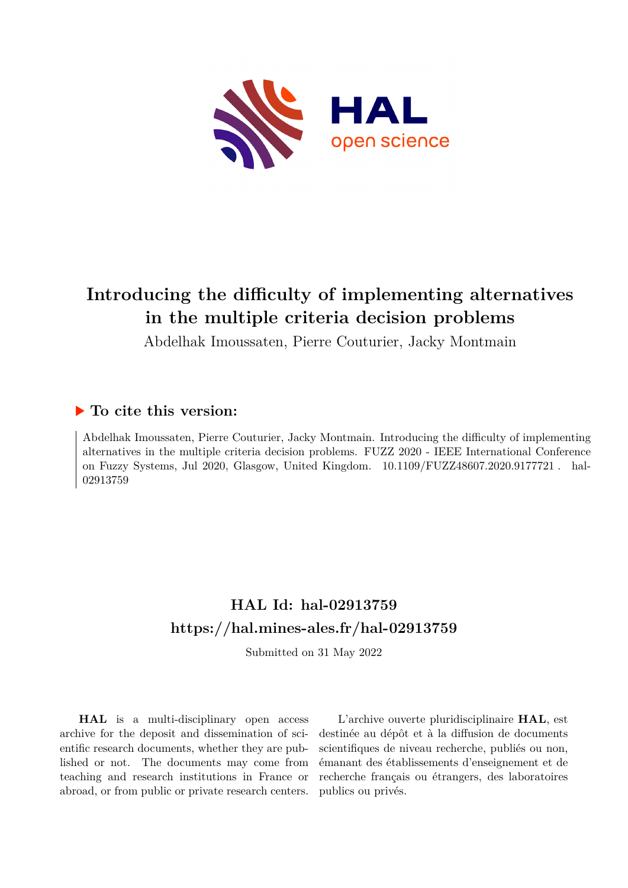# Introducing the difficulty of implementing alternatives in the multiple criteria decision problems

Abdelhak Imoussaten, Pierre Couturier, Jacky Montmain

## ▶ To cite this version:

Abdelhak Imoussaten, Pierre Couturier, Jacky Montmain. Introducing the difficulty of implementing alternatives in the multiple criteria decision problems. FUZZ 2020 - IEEE International Conference on Fuzzy Systems, Jul 2020, Glasgow, United Kingdom. 10.1109/FUZZ48607.2020.9177721 . hal-02913759

## HAL Id: hal-02913759

## https://hal.mines-ales.fr/hal-02913759

Submitted on 31 May 2022

**HAL** is a multi-disciplinary open access archive for the deposit and dissemination of scientific research documents, whether they are published or not. The documents may come from teaching and research institutions in France or abroad, or from public or private research centers.

L'archive ouverte pluridisciplinaire **HAL**, est destinée au dépôt et à la diffusion de documents scientifiques de niveau recherche, publiés ou non, émanant des établissements d'enseignement et de recherche français ou étrangers, des laboratoires publics ou privés.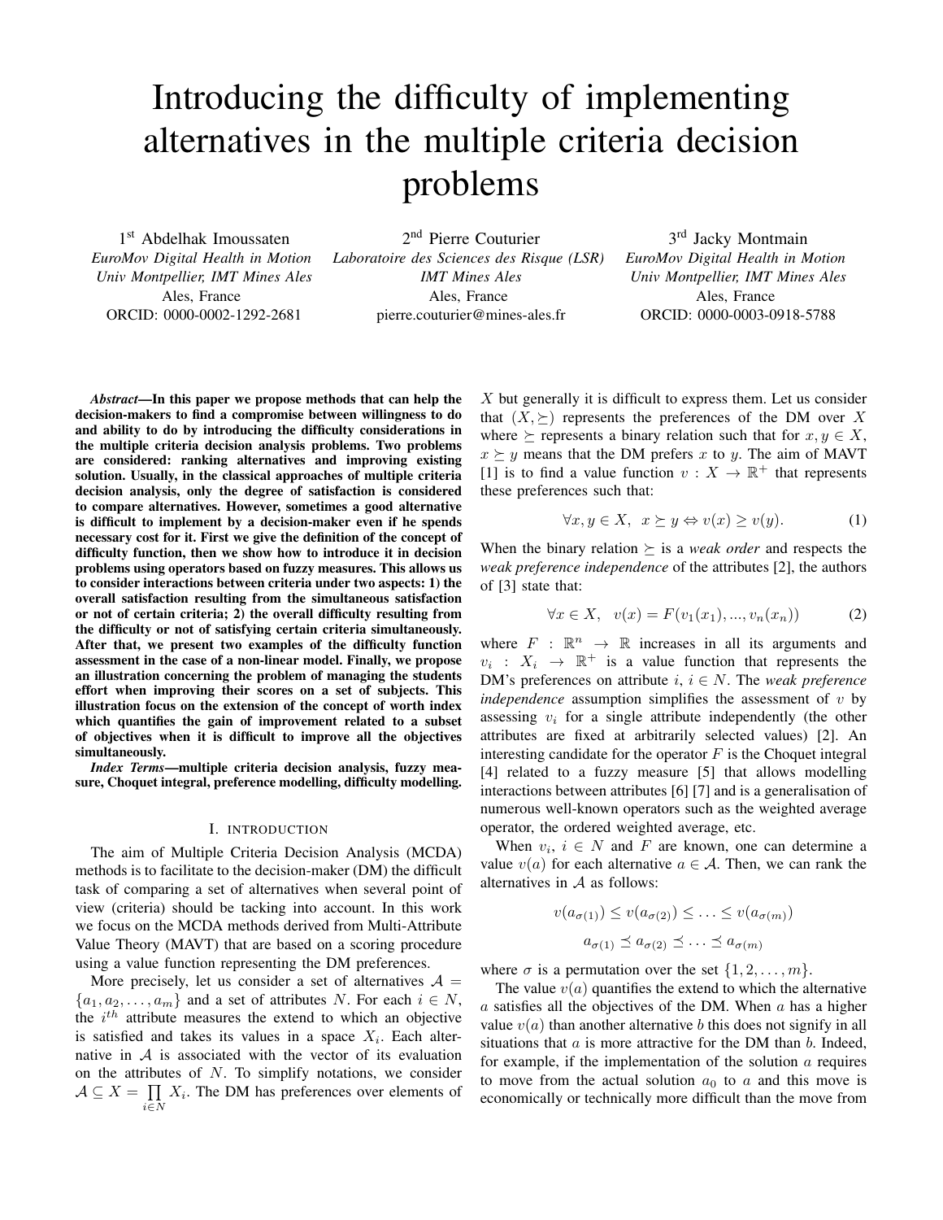# Introducing the difficulty of implementing alternatives in the multiple criteria decision problems

1st Abdelhak Imoussaten
*EuroMov Digital Health in Motion*
*Univ Montpellier, IMT Mines Ales*
Ales, France
ORCID: 0000-0002-1292-2681

2nd Pierre Couturier
*Laboratoire des Sciences des Risque (LSR)*
*IMT Mines Ales*
Ales, France
pierre.couturier@mines-ales.fr

3rd Jacky Montmain
*EuroMov Digital Health in Motion*
*Univ Montpellier, IMT Mines Ales*
Ales, France
ORCID: 0000-0003-0918-5788

***Abstract*—In this paper we propose methods that can help the decision-makers to find a compromise between willingness to do and ability to do by introducing the difficulty considerations in the multiple criteria decision analysis problems. Two problems are considered: ranking alternatives and improving existing solution. Usually, in the classical approaches of multiple criteria decision analysis, only the degree of satisfaction is considered to compare alternatives. However, sometimes a good alternative is difficult to implement by a decision-maker even if he spends necessary cost for it. First we give the definition of the concept of difficulty function, then we show how to introduce it in decision problems using operators based on fuzzy measures. This allows us to consider interactions between criteria under two aspects: 1) the overall satisfaction resulting from the simultaneous satisfaction or not of certain criteria; 2) the overall difficulty resulting from the difficulty or not of satisfying certain criteria simultaneously. After that, we present two examples of the difficulty function assessment in the case of a non-linear model. Finally, we propose an illustration concerning the problem of managing the students effort when improving their scores on a set of subjects. This illustration focus on the extension of the concept of worth index which quantifies the gain of improvement related to a subset of objectives when it is difficult to improve all the objectives simultaneously.**

***Index Terms*—multiple criteria decision analysis, fuzzy measure, Choquet integral, preference modelling, difficulty modelling.**

## I. INTRODUCTION

The aim of Multiple Criteria Decision Analysis (MCDA) methods is to facilitate to the decision-maker (DM) the difficult task of comparing a set of alternatives when several point of view (criteria) should be tacking into account. In this work we focus on the MCDA methods derived from Multi-Attribute Value Theory (MAVT) that are based on a scoring procedure using a value function representing the DM preferences.

More precisely, let us consider a set of alternatives $\mathcal{A} = \{a_1, a_2, \ldots, a_m\}$ and a set of attributes $N$. For each $i \in N$, the $i^{th}$ attribute measures the extend to which an objective is satisfied and takes its values in a space $X_i$. Each alternative in $\mathcal{A}$ is associated with the vector of its evaluation on the attributes of $N$. To simplify notations, we consider $\mathcal{A} \subseteq X = \prod_{i \in N} X_i$. The DM has preferences over elements of $X$ but generally it is difficult to express them. Let us consider that $(X, \succeq)$ represents the preferences of the DM over $X$ where $\succeq$ represents a binary relation such that for $x, y \in X$, $x \succeq y$ means that the DM prefers $x$ to $y$. The aim of MAVT [1] is to find a value function $v : X \to \mathbb{R}^+$ that represents these preferences such that:

$$\forall x, y \in X, \ \ x \succeq y \Leftrightarrow v(x) \geq v(y). \tag{1}$$

When the binary relation $\succeq$ is a *weak order* and respects the *weak preference independence* of the attributes [2], the authors of [3] state that:

$$\forall x \in X, \ \ v(x) = F(v_1(x_1), ..., v_n(x_n)) \tag{2}$$

where $F : \mathbb{R}^n \to \mathbb{R}$ increases in all its arguments and $v_i : X_i \to \mathbb{R}^+$ is a value function that represents the DM's preferences on attribute $i$, $i \in N$. The *weak preference independence* assumption simplifies the assessment of $v$ by assessing $v_i$ for a single attribute independently (the other attributes are fixed at arbitrarily selected values) [2]. An interesting candidate for the operator $F$ is the Choquet integral [4] related to a fuzzy measure [5] that allows modelling interactions between attributes [6] [7] and is a generalisation of numerous well-known operators such as the weighted average operator, the ordered weighted average, etc.

When $v_i$, $i \in N$ and $F$ are known, one can determine a value $v(a)$ for each alternative $a \in \mathcal{A}$. Then, we can rank the alternatives in $\mathcal{A}$ as follows:

$$v(a_{\sigma(1)}) \leq v(a_{\sigma(2)}) \leq \ldots \leq v(a_{\sigma(m)})$$

$$a_{\sigma(1)} \preceq a_{\sigma(2)} \preceq \ldots \preceq a_{\sigma(m)}$$

where $\sigma$ is a permutation over the set $\{1, 2, \ldots, m\}$.

The value $v(a)$ quantifies the extend to which the alternative $a$ satisfies all the objectives of the DM. When $a$ has a higher value $v(a)$ than another alternative $b$ this does not signify in all situations that $a$ is more attractive for the DM than $b$. Indeed, for example, if the implementation of the solution $a$ requires to move from the actual solution $a_0$ to $a$ and this move is economically or technically more difficult than the move from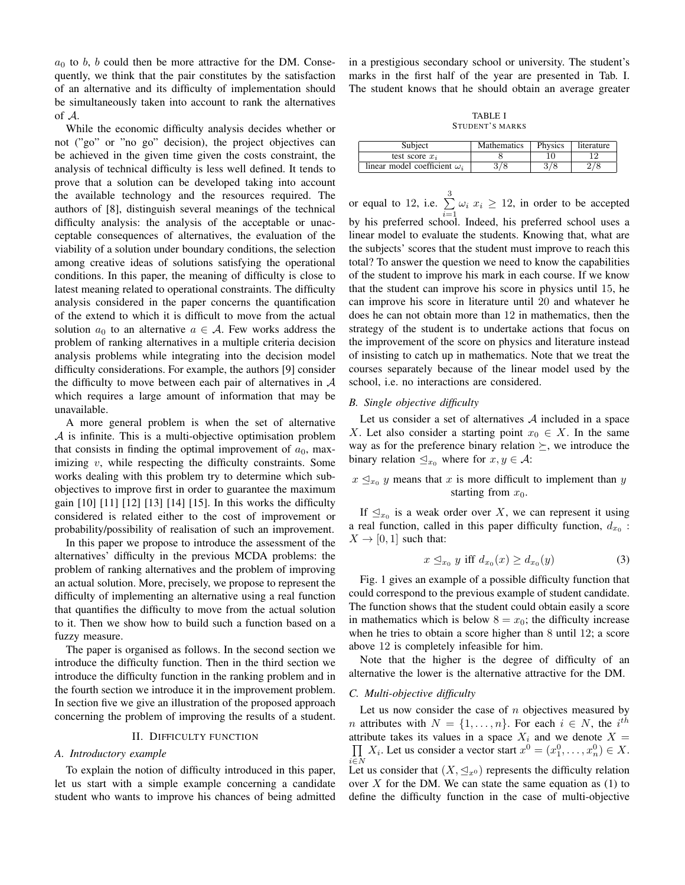$a_0$ to $b$, $b$ could then be more attractive for the DM. Consequently, we think that the pair constitutes by the satisfaction of an alternative and its difficulty of implementation should be simultaneously taken into account to rank the alternatives of $\mathcal{A}$.

While the economic difficulty analysis decides whether or not ("go" or "no go" decision), the project objectives can be achieved in the given time given the costs constraint, the analysis of technical difficulty is less well defined. It tends to prove that a solution can be developed taking into account the available technology and the resources required. The authors of [8], distinguish several meanings of the technical difficulty analysis: the analysis of the acceptable or unacceptable consequences of alternatives, the evaluation of the viability of a solution under boundary conditions, the selection among creative ideas of solutions satisfying the operational conditions. In this paper, the meaning of difficulty is close to latest meaning related to operational constraints. The difficulty analysis considered in the paper concerns the quantification of the extend to which it is difficult to move from the actual solution $a_0$ to an alternative $a \in \mathcal{A}$. Few works address the problem of ranking alternatives in a multiple criteria decision analysis problems while integrating into the decision model difficulty considerations. For example, the authors [9] consider the difficulty to move between each pair of alternatives in $\mathcal{A}$ which requires a large amount of information that may be unavailable.

A more general problem is when the set of alternative $\mathcal{A}$ is infinite. This is a multi-objective optimisation problem that consists in finding the optimal improvement of $a_0$, maximizing $v$, while respecting the difficulty constraints. Some works dealing with this problem try to determine which sub-objectives to improve first in order to guarantee the maximum gain [10] [11] [12] [13] [14] [15]. In this works the difficulty considered is related either to the cost of improvement or probability/possibility of realisation of such an improvement.

In this paper we propose to introduce the assessment of the alternatives' difficulty in the previous MCDA problems: the problem of ranking alternatives and the problem of improving an actual solution. More, precisely, we propose to represent the difficulty of implementing an alternative using a real function that quantifies the difficulty to move from the actual solution to it. Then we show how to build such a function based on a fuzzy measure.

The paper is organised as follows. In the second section we introduce the difficulty function. Then in the third section we introduce the difficulty function in the ranking problem and in the fourth section we introduce it in the improvement problem. In section five we give an illustration of the proposed approach concerning the problem of improving the results of a student.

## II. Difficulty function

### A. Introductory example

To explain the notion of difficulty introduced in this paper, let us start with a simple example concerning a candidate student who wants to improve his chances of being admitted in a prestigious secondary school or university. The student's marks in the first half of the year are presented in Tab. I. The student knows that he should obtain an average greater

TABLE I
STUDENT'S MARKS

| Subject | Mathematics | Physics | literature |
|---|---|---|---|
| test score $x_i$ | 8 | 10 | 12 |
| linear model coefficient $\omega_i$ | $3/8$ | $3/8$ | $2/8$ |

or equal to 12, i.e. $\sum_{i=1}^{3} \omega_i \, x_i \geq 12$, in order to be accepted by his preferred school. Indeed, his preferred school uses a linear model to evaluate the students. Knowing that, what are the subjects' scores that the student must improve to reach this total? To answer the question we need to know the capabilities of the student to improve his mark in each course. If we know that the student can improve his score in physics until 15, he can improve his score in literature until 20 and whatever he does he can not obtain more than 12 in mathematics, then the strategy of the student is to undertake actions that focus on the improvement of the score on physics and literature instead of insisting to catch up in mathematics. Note that we treat the courses separately because of the linear model used by the school, i.e. no interactions are considered.

### B. Single objective difficulty

Let us consider a set of alternatives $\mathcal{A}$ included in a space $X$. Let also consider a starting point $x_0 \in X$. In the same way as for the preference binary relation $\succeq$, we introduce the binary relation $\trianglelefteq_{x_0}$ where for $x, y \in \mathcal{A}$:

$x \trianglelefteq_{x_0} y$ means that $x$ is more difficult to implement than $y$ starting from $x_0$.

If $\trianglelefteq_{x_0}$ is a weak order over $X$, we can represent it using a real function, called in this paper difficulty function, $d_{x_0} : X \to [0, 1]$ such that:

$$x \trianglelefteq_{x_0} y \text{ iff } d_{x_0}(x) \geq d_{x_0}(y) \tag{3}$$

Fig. 1 gives an example of a possible difficulty function that could correspond to the previous example of student candidate. The function shows that the student could obtain easily a score in mathematics which is below $8 = x_0$; the difficulty increase when he tries to obtain a score higher than 8 until 12; a score above 12 is completely infeasible for him.

Note that the higher is the degree of difficulty of an alternative the lower is the alternative attractive for the DM.

### C. Multi-objective difficulty

Let us now consider the case of $n$ objectives measured by $n$ attributes with $N = \{1, \ldots, n\}$. For each $i \in N$, the $i^{th}$ attribute takes its values in a space $X_i$ and we denote $X = \prod_{i \in N} X_i$. Let us consider a vector start $x^0 = (x_1^0, \ldots, x_n^0) \in X$. Let us consider that $(X, \trianglelefteq_{x^0})$ represents the difficulty relation over $X$ for the DM. We can state the same equation as (1) to define the difficulty function in the case of multi-objective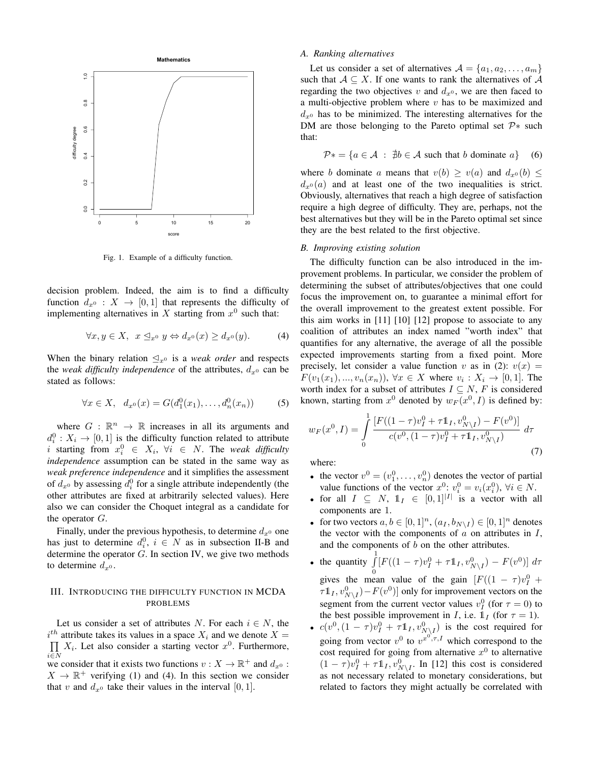Fig. 1. Example of a difficulty function.

decision problem. Indeed, the aim is to find a difficulty function $d_{x^0} : X \to [0,1]$ that represents the difficulty of implementing alternatives in $X$ starting from $x^0$ such that:

$$\forall x, y \in X, \;\; x \trianglelefteq_{x^0} y \Leftrightarrow d_{x^0}(x) \geq d_{x^0}(y). \qquad (4)$$

When the binary relation $\trianglelefteq_{x^0}$ is a *weak order* and respects the *weak difficulty independence* of the attributes, $d_{x^0}$ can be stated as follows:

$$\forall x \in X, \;\; d_{x^0}(x) = G(d_1^0(x_1), \ldots, d_n^0(x_n)) \qquad (5)$$

where $G : \mathbb{R}^n \to \mathbb{R}$ increases in all its arguments and $d_i^0 : X_i \to [0,1]$ is the difficulty function related to attribute $i$ starting from $x_i^0 \in X_i$, $\forall i \in N$. The *weak difficulty independence* assumption can be stated in the same way as *weak preference independence* and it simplifies the assessment of $d_{x^0}$ by assessing $d_i^0$ for a single attribute independently (the other attributes are fixed at arbitrarily selected values). Here also we can consider the Choquet integral as a candidate for the operator $G$.

Finally, under the previous hypothesis, to determine $d_{x^0}$ one has just to determine $d_i^0$, $i \in N$ as in subsection II-B and determine the operator $G$. In section IV, we give two methods to determine $d_{x^0}$.

## III. Introducing the difficulty function in MCDA problems

Let us consider a set of attributes $N$. For each $i \in N$, the $i^{th}$ attribute takes its values in a space $X_i$ and we denote $X = \prod_{i \in N} X_i$. Let also consider a starting vector $x^0$. Furthermore, we consider that it exists two functions $v : X \to \mathbb{R}^+$ and $d_{x^0} : X \to \mathbb{R}^+$ verifying (1) and (4). In this section we consider that $v$ and $d_{x^0}$ take their values in the interval $[0,1]$.

### A. Ranking alternatives

Let us consider a set of alternatives $\mathcal{A} = \{a_1, a_2, \ldots, a_m\}$ such that $\mathcal{A} \subseteq X$. If one wants to rank the alternatives of $\mathcal{A}$ regarding the two objectives $v$ and $d_{x^0}$, we are then faced to a multi-objective problem where $v$ has to be maximized and $d_{x^0}$ has to be minimized. The interesting alternatives for the DM are those belonging to the Pareto optimal set $\mathcal{P}*$ such that:

$$\mathcal{P}* = \{a \in \mathcal{A} \; : \; \nexists b \in \mathcal{A} \text{ such that } b \text{ dominate } a\} \qquad (6)$$

where $b$ dominate $a$ means that $v(b) \geq v(a)$ and $d_{x^0}(b) \leq d_{x^0}(a)$ and at least one of the two inequalities is strict. Obviously, alternatives that reach a high degree of satisfaction require a high degree of difficulty. They are, perhaps, not the best alternatives but they will be in the Pareto optimal set since they are the best related to the first objective.

### B. Improving existing solution

The difficulty function can be also introduced in the improvement problems. In particular, we consider the problem of determining the subset of attributes/objectives that one could focus the improvement on, to guarantee a minimal effort for the overall improvement to the greatest extent possible. For this aim works in [11] [10] [12] propose to associate to any coalition of attributes an index named "worth index" that quantifies for any alternative, the average of all the possible expected improvements starting from a fixed point. More precisely, let consider a value function $v$ as in (2): $v(x) = F(v_1(x_1), ..., v_n(x_n))$, $\forall x \in X$ where $v_i : X_i \to [0,1]$. The worth index for a subset of attributes $I \subseteq N$, $F$ is considered known, starting from $x^0$ denoted by $w_F(x^0, I)$ is defined by:

$$w_F(x^0, I) = \int_0^1 \frac{[F((1-\tau)v_I^0 + \tau \mathbb{1}_I, v_{N\setminus I}^0) - F(v^0)]}{c(v^0, (1-\tau)v_I^0 + \tau \mathbb{1}_I, v_{N\setminus I}^0)} \, d\tau \qquad (7)$$

where:

- the vector $v^0 = (v_1^0, \ldots, v_n^0)$ denotes the vector of partial value functions of the vector $x^0$: $v_i^0 = v_i(x_i^0)$, $\forall i \in N$.
- for all $I \subseteq N$, $\mathbb{1}_I \in [0,1]^{|I|}$ is a vector with all components are 1.
- for two vectors $a, b \in [0,1]^n$, $(a_I, b_{N\setminus I}) \in [0,1]^n$ denotes the vector with the components of $a$ on attributes in $I$, and the components of $b$ on the other attributes.
- the quantity $\int_0^1 [F((1-\tau)v_I^0 + \tau \mathbb{1}_I, v_{N\setminus I}^0) - F(v^0)] \, d\tau$ gives the mean value of the gain $[F((1-\tau)v_I^0 + \tau \mathbb{1}_I, v_{N\setminus I}^0) - F(v^0)]$ only for improvement vectors on the segment from the current vector values $v_I^0$ (for $\tau = 0$) to the best possible improvement in $I$, i.e. $\mathbb{1}_I$ (for $\tau = 1$).
- $c(v^0, (1-\tau)v_I^0 + \tau \mathbb{1}_I, v_{N\setminus I}^0)$ is the cost required for going from vector $v^0$ to $v^{x^0,\tau,I}$ which correspond to the cost required for going from alternative $x^0$ to alternative $(1-\tau)v_I^0 + \tau \mathbb{1}_I, v_{N\setminus I}^0$. In [12] this cost is considered as not necessary related to monetary considerations, but related to factors they might actually be correlated with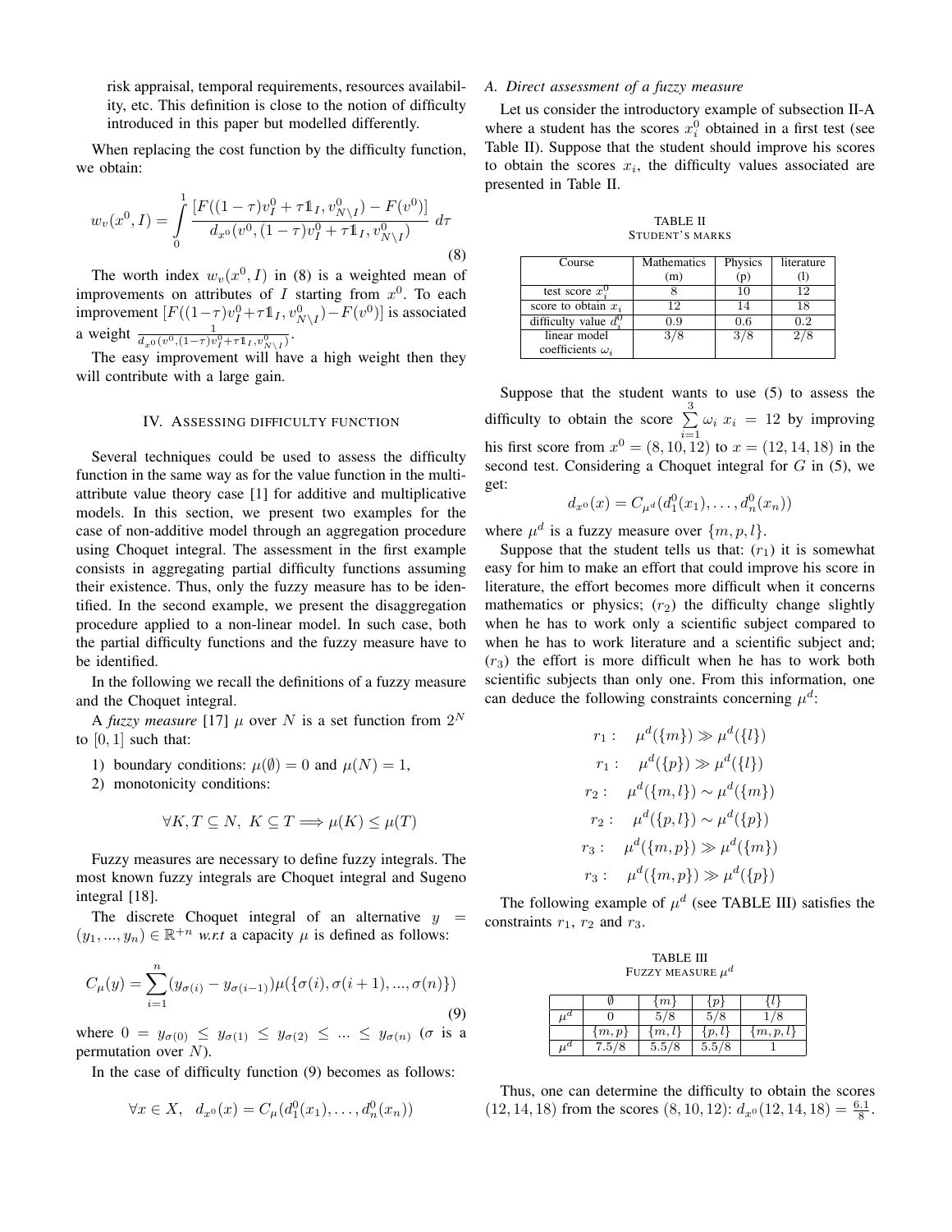risk appraisal, temporal requirements, resources availability, etc. This definition is close to the notion of difficulty introduced in this paper but modelled differently.

When replacing the cost function by the difficulty function, we obtain:

$$w_v(x^0, I) = \int_0^1 \frac{[F((1-\tau)v_I^0 + \tau 1\!\!1_I, v_{N\setminus I}^0) - F(v^0)]}{d_{x^0}(v^0, (1-\tau)v_I^0 + \tau 1\!\!1_I, v_{N\setminus I}^0)} \, d\tau \tag{8}$$

The worth index $w_v(x^0, I)$ in (8) is a weighted mean of improvements on attributes of $I$ starting from $x^0$. To each improvement $[F((1-\tau)v_I^0 + \tau 1\!\!1_I, v_{N\setminus I}^0) - F(v^0)]$ is associated a weight $\frac{1}{d_{x^0}(v^0,(1-\tau)v_I^0+\tau 1\!\!1_I, v_{N\setminus I}^0)}$.

The easy improvement will have a high weight then they will contribute with a large gain.

## IV. Assessing difficulty function

Several techniques could be used to assess the difficulty function in the same way as for the value function in the multi-attribute value theory case [1] for additive and multiplicative models. In this section, we present two examples for the case of non-additive model through an aggregation procedure using Choquet integral. The assessment in the first example consists in aggregating partial difficulty functions assuming their existence. Thus, only the fuzzy measure has to be identified. In the second example, we present the disaggregation procedure applied to a non-linear model. In such case, both the partial difficulty functions and the fuzzy measure have to be identified.

In the following we recall the definitions of a fuzzy measure and the Choquet integral.

A *fuzzy measure* [17] $\mu$ over $N$ is a set function from $2^N$ to $[0,1]$ such that:

1) boundary conditions: $\mu(\emptyset) = 0$ and $\mu(N) = 1$,
2) monotonicity conditions:

$$\forall K, T \subseteq N, \; K \subseteq T \Longrightarrow \mu(K) \leq \mu(T)$$

Fuzzy measures are necessary to define fuzzy integrals. The most known fuzzy integrals are Choquet integral and Sugeno integral [18].

The discrete Choquet integral of an alternative $y = (y_1, ..., y_n) \in \mathbb{R}^{+n}$ *w.r.t* a capacity $\mu$ is defined as follows:

$$C_\mu(y) = \sum_{i=1}^{n} (y_{\sigma(i)} - y_{\sigma(i-1)}) \mu(\{\sigma(i), \sigma(i+1), ..., \sigma(n)\}) \tag{9}$$

where $0 = y_{\sigma(0)} \leq y_{\sigma(1)} \leq y_{\sigma(2)} \leq ... \leq y_{\sigma(n)}$ ($\sigma$ is a permutation over $N$).

In the case of difficulty function (9) becomes as follows:

$$\forall x \in X, \quad d_{x^0}(x) = C_\mu(d_1^0(x_1), \ldots, d_n^0(x_n))$$

### A. Direct assessment of a fuzzy measure

Let us consider the introductory example of subsection II-A where a student has the scores $x_i^0$ obtained in a first test (see Table II). Suppose that the student should improve his scores to obtain the scores $x_i$, the difficulty values associated are presented in Table II.

TABLE II
STUDENT'S MARKS

| Course | Mathematics (m) | Physics (p) | literature (l) |
|---|---|---|---|
| test score $x_i^0$ | 8 | 10 | 12 |
| score to obtain $x_i$ | 12 | 14 | 18 |
| difficulty value $d_i^0$ | 0.9 | 0.6 | 0.2 |
| linear model coefficients $\omega_i$ | $3/8$ | $3/8$ | $2/8$ |

Suppose that the student wants to use (5) to assess the difficulty to obtain the score $\sum_{i=1}^{3} \omega_i \; x_i = 12$ by improving his first score from $x^0 = (8, 10, 12)$ to $x = (12, 14, 18)$ in the second test. Considering a Choquet integral for $G$ in (5), we get:

$$d_{x^0}(x) = C_{\mu^d}(d_1^0(x_1), \ldots, d_n^0(x_n))$$

where $\mu^d$ is a fuzzy measure over $\{m, p, l\}$.

Suppose that the student tells us that: ($r_1$) it is somewhat easy for him to make an effort that could improve his score in literature, the effort becomes more difficult when it concerns mathematics or physics; ($r_2$) the difficulty change slightly when he has to work only a scientific subject compared to when he has to work literature and a scientific subject and; ($r_3$) the effort is more difficult when he has to work both scientific subjects than only one. From this information, one can deduce the following constraints concerning $\mu^d$:

$$r_1: \quad \mu^d(\{m\}) \gg \mu^d(\{l\})$$
$$r_1: \quad \mu^d(\{p\}) \gg \mu^d(\{l\})$$
$$r_2: \quad \mu^d(\{m, l\}) \sim \mu^d(\{m\})$$
$$r_2: \quad \mu^d(\{p, l\}) \sim \mu^d(\{p\})$$
$$r_3: \quad \mu^d(\{m, p\}) \gg \mu^d(\{m\})$$
$$r_3: \quad \mu^d(\{m, p\}) \gg \mu^d(\{p\})$$

The following example of $\mu^d$ (see TABLE III) satisfies the constraints $r_1$, $r_2$ and $r_3$.

TABLE III
FUZZY MEASURE $\mu^d$

| | $\emptyset$ | $\{m\}$ | $\{p\}$ | $\{l\}$ |
|---|---|---|---|---|
| $\mu^d$ | 0 | $5/8$ | $5/8$ | $1/8$ |
| | $\{m,p\}$ | $\{m,l\}$ | $\{p,l\}$ | $\{m,p,l\}$ |
| $\mu^d$ | $7.5/8$ | $5.5/8$ | $5.5/8$ | 1 |

Thus, one can determine the difficulty to obtain the scores $(12, 14, 18)$ from the scores $(8, 10, 12)$: $d_{x^0}(12, 14, 18) = \frac{6.1}{8}$.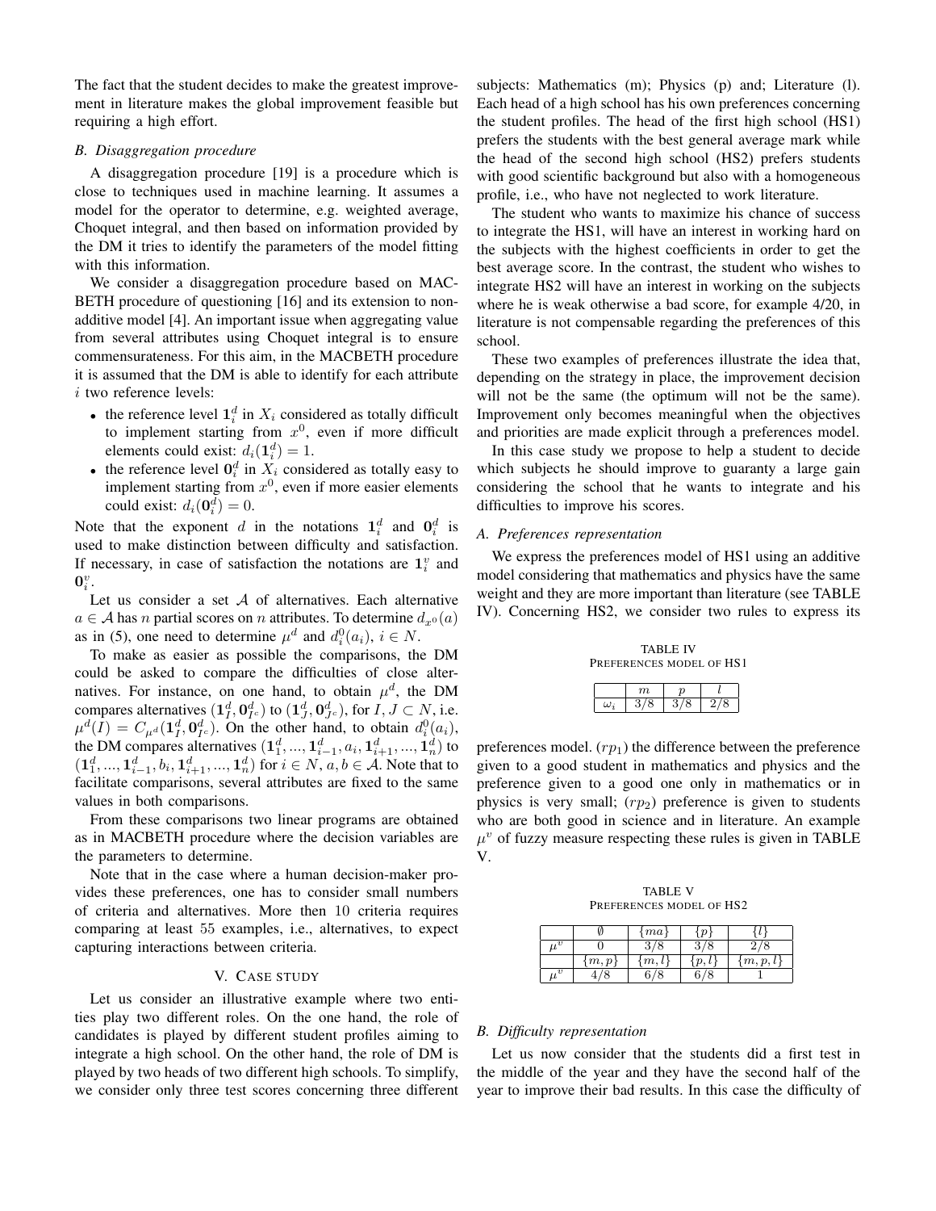The fact that the student decides to make the greatest improvement in literature makes the global improvement feasible but requiring a high effort.

### B. Disaggregation procedure

A disaggregation procedure [19] is a procedure which is close to techniques used in machine learning. It assumes a model for the operator to determine, e.g. weighted average, Choquet integral, and then based on information provided by the DM it tries to identify the parameters of the model fitting with this information.

We consider a disaggregation procedure based on MACBETH procedure of questioning [16] and its extension to non-additive model [4]. An important issue when aggregating value from several attributes using Choquet integral is to ensure commensurateness. For this aim, in the MACBETH procedure it is assumed that the DM is able to identify for each attribute $i$ two reference levels:

- the reference level $\mathbf{1}_i^d$ in $X_i$ considered as totally difficult to implement starting from $x^0$, even if more difficult elements could exist: $d_i(\mathbf{1}_i^d) = 1$.
- the reference level $\mathbf{0}_i^d$ in $X_i$ considered as totally easy to implement starting from $x^0$, even if more easier elements could exist: $d_i(\mathbf{0}_i^d) = 0$.

Note that the exponent $d$ in the notations $\mathbf{1}_i^d$ and $\mathbf{0}_i^d$ is used to make distinction between difficulty and satisfaction. If necessary, in case of satisfaction the notations are $\mathbf{1}_i^v$ and $\mathbf{0}_i^v$.

Let us consider a set $\mathcal{A}$ of alternatives. Each alternative $a \in \mathcal{A}$ has $n$ partial scores on $n$ attributes. To determine $d_{x^0}(a)$ as in (5), one need to determine $\mu^d$ and $d_i^0(a_i)$, $i \in N$.

To make as easier as possible the comparisons, the DM could be asked to compare the difficulties of close alternatives. For instance, on one hand, to obtain $\mu^d$, the DM compares alternatives $(\mathbf{1}_I^d, \mathbf{0}_{I^c}^d)$ to $(\mathbf{1}_J^d, \mathbf{0}_{J^c}^d)$, for $I, J \subset N$, i.e. $\mu^d(I) = C_{\mu^d}(\mathbf{1}_I^d, \mathbf{0}_{I^c}^d)$. On the other hand, to obtain $d_i^0(a_i)$, the DM compares alternatives $(\mathbf{1}_1^d, ..., \mathbf{1}_{i-1}^d, a_i, \mathbf{1}_{i+1}^d, ..., \mathbf{1}_n^d)$ to $(\mathbf{1}_1^d, ..., \mathbf{1}_{i-1}^d, b_i, \mathbf{1}_{i+1}^d, ..., \mathbf{1}_n^d)$ for $i \in N$, $a, b \in \mathcal{A}$. Note that to facilitate comparisons, several attributes are fixed to the same values in both comparisons.

From these comparisons two linear programs are obtained as in MACBETH procedure where the decision variables are the parameters to determine.

Note that in the case where a human decision-maker provides these preferences, one has to consider small numbers of criteria and alternatives. More then 10 criteria requires comparing at least 55 examples, i.e., alternatives, to expect capturing interactions between criteria.

## V. Case study

Let us consider an illustrative example where two entities play two different roles. On the one hand, the role of candidates is played by different student profiles aiming to integrate a high school. On the other hand, the role of DM is played by two heads of two different high schools. To simplify, we consider only three test scores concerning three different subjects: Mathematics (m); Physics (p) and; Literature (l). Each head of a high school has his own preferences concerning the student profiles. The head of the first high school (HS1) prefers the students with the best general average mark while the head of the second high school (HS2) prefers students with good scientific background but also with a homogeneous profile, i.e., who have not neglected to work literature.

The student who wants to maximize his chance of success to integrate the HS1, will have an interest in working hard on the subjects with the highest coefficients in order to get the best average score. In the contrast, the student who wishes to integrate HS2 will have an interest in working on the subjects where he is weak otherwise a bad score, for example 4/20, in literature is not compensable regarding the preferences of this school.

These two examples of preferences illustrate the idea that, depending on the strategy in place, the improvement decision will not be the same (the optimum will not be the same). Improvement only becomes meaningful when the objectives and priorities are made explicit through a preferences model.

In this case study we propose to help a student to decide which subjects he should improve to guaranty a large gain considering the school that he wants to integrate and his difficulties to improve his scores.

### A. Preferences representation

We express the preferences model of HS1 using an additive model considering that mathematics and physics have the same weight and they are more important than literature (see TABLE IV). Concerning HS2, we consider two rules to express its preferences model. ($rp_1$) the difference between the preference given to a good student in mathematics and physics and the preference given to a good one only in mathematics or in physics is very small; ($rp_2$) preference is given to students who are both good in science and in literature. An example $\mu^v$ of fuzzy measure respecting these rules is given in TABLE V.

TABLE IV
Preferences model of HS1

| | $m$ | $p$ | $l$ |
|---|---|---|---|
| $\omega_i$ | $3/8$ | $3/8$ | $2/8$ |

TABLE V
Preferences model of HS2

| | $\emptyset$ | $\{ma\}$ | $\{p\}$ | $\{l\}$ |
|---|---|---|---|---|
| $\mu^v$ | $0$ | $3/8$ | $3/8$ | $2/8$ |
| | $\{m,p\}$ | $\{m,l\}$ | $\{p,l\}$ | $\{m,p,l\}$ |
| $\mu^v$ | $4/8$ | $6/8$ | $6/8$ | $1$ |

### B. Difficulty representation

Let us now consider that the students did a first test in the middle of the year and they have the second half of the year to improve their bad results. In this case the difficulty of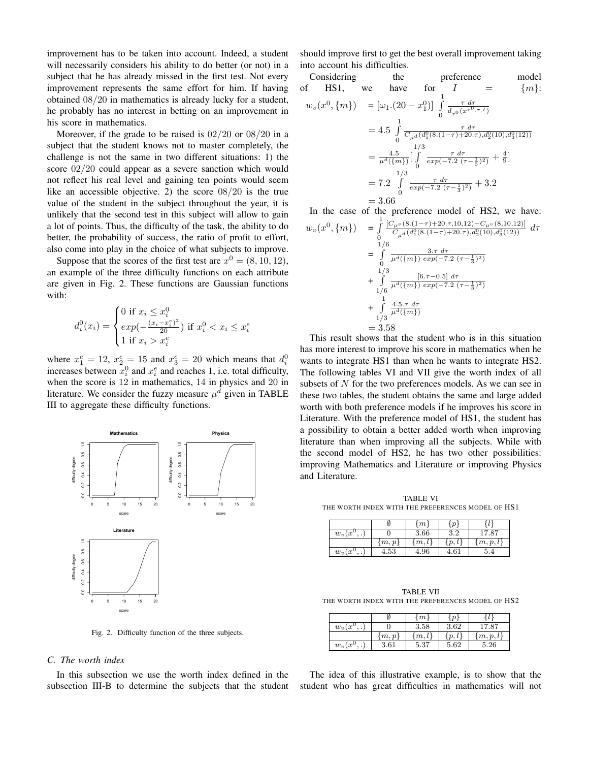improvement has to be taken into account. Indeed, a student will necessarily considers his ability to do better (or not) in a subject that he has already missed in the first test. Not every improvement represents the same effort for him. If having obtained $08/20$ in mathematics is already lucky for a student, he probably has no interest in betting on an improvement in his score in mathematics.

Moreover, if the grade to be raised is $02/20$ or $08/20$ in a subject that the student knows not to master completely, the challenge is not the same in two different situations: 1) the score $02/20$ could appear as a severe sanction which would not reflect his real level and gaining ten points would seem like an accessible objective. 2) the score $08/20$ is the true value of the student in the subject throughout the year, it is unlikely that the second test in this subject will allow to gain a lot of points. Thus, the difficulty of the task, the ability to do better, the probability of success, the ratio of profit to effort, also come into play in the choice of what subjects to improve.

Suppose that the scores of the first test are $x^0 = (8, 10, 12)$, an example of the three difficulty functions on each attribute are given in Fig. 2. These functions are Gaussian functions with:

$$d_i^0(x_i) = \begin{cases} 0 \text{ if } x_i \leq x_i^0 \\ exp(-\frac{(x_i - x_i^e)^2}{20}) \text{ if } x_i^0 < x_i \leq x_i^e \\ 1 \text{ if } x_i > x_i^e \end{cases}$$

where $x_1^e = 12$, $x_2^e = 15$ and $x_3^e = 20$ which means that $d_i^0$ increases between $x_i^0$ and $x_i^e$ and reaches 1, i.e. total difficulty, when the score is 12 in mathematics, 14 in physics and 20 in literature. We consider the fuzzy measure $\mu^d$ given in TABLE III to aggregate these difficulty functions.

Fig. 2. Difficulty function of the three subjects.

### C. The worth index

In this subsection we use the worth index defined in the subsection III-B to determine the subjects that the student should improve first to get the best overall improvement taking into account his difficulties.

Considering the preference model of HS1, we have for $I = \{m\}$:

$$\begin{aligned} w_v(x^0, \{m\}) &= [\omega_1.(20 - x_1^0)] \int_0^1 \frac{\tau \; d\tau}{d_{x^0}(x^{0,\tau,I})} \\ &= 4.5 \int_0^1 \frac{\tau \; d\tau}{C_{\mu^d}(d_1^0(8.(1-\tau)+20.\tau), d_2^0(10), d_3^0(12))} \\ &= \frac{4.5}{\mu^d(\{m\})}\Big[\int_0^{1/3} \frac{\tau \; d\tau}{exp(-7.2 \; (\tau - \frac{1}{3})^2)} + \frac{4}{9}\Big] \\ &= 7.2 \int_0^{1/3} \frac{\tau \; d\tau}{exp(-7.2 \; (\tau - \frac{1}{3})^2)} + 3.2 \\ &= 3.66 \end{aligned}$$

In the case of the preference model of HS2, we have:

$$\begin{aligned} w_v(x^0, \{m\}) &= \int_0^1 \frac{[C_{\mu^v}(8.(1-\tau)+20.\tau, 10, 12) - C_{\mu^v}(8, 10, 12)]}{C_{\mu^d}(d_1^0(8.(1-\tau)+20.\tau), d_2^0(10), d_3^0(12))} \; d\tau \\ &= \int_0^{1/6} \frac{3.\tau \; d\tau}{\mu^d(\{m\}) \; exp(-7.2 \; (\tau - \frac{1}{3})^2)} \\ &+ \int_{1/6}^{1/3} \frac{[6.\tau - 0.5] \; d\tau}{\mu^d(\{m\}) \; exp(-7.2 \; (\tau - \frac{1}{3})^2)} \\ &+ \int_{1/3}^{1} \frac{4.5.\tau \; d\tau}{\mu^d(\{m\})} \\ &= 3.58 \end{aligned}$$

This result shows that the student who is in this situation has more interest to improve his score in mathematics when he wants to integrate HS1 than when he wants to integrate HS2. The following tables VI and VII give the worth index of all subsets of $N$ for the two preferences models. As we can see in these two tables, the student obtains the same and large added worth with both preference models if he improves his score in Literature. With the preference model of HS1, the student has a possibility to obtain a better added worth when improving literature than when improving all the subjects. While with the second model of HS2, he has two other possibilities: improving Mathematics and Literature or improving Physics and Literature.

TABLE VI
THE WORTH INDEX WITH THE PREFERENCES MODEL OF HS1

| | $\emptyset$ | $\{m\}$ | $\{p\}$ | $\{l\}$ |
|---|---|---|---|---|
| $w_v(x^0, .)$ | 0 | 3.66 | 3.2 | 17.87 |
| | $\{m, p\}$ | $\{m, l\}$ | $\{p, l\}$ | $\{m, p, l\}$ |
| $w_v(x^0, .)$ | 4.53 | 4.96 | 4.61 | 5.4 |

TABLE VII
THE WORTH INDEX WITH THE PREFERENCES MODEL OF HS2

| | $\emptyset$ | $\{m\}$ | $\{p\}$ | $\{l\}$ |
|---|---|---|---|---|
| $w_v(x^0, .)$ | 0 | 3.58 | 3.62 | 17.87 |
| | $\{m, p\}$ | $\{m, l\}$ | $\{p, l\}$ | $\{m, p, l\}$ |
| $w_v(x^0, .)$ | 3.61 | 5.37 | 5.62 | 5.26 |

The idea of this illustrative example, is to show that the student who has great difficulties in mathematics will not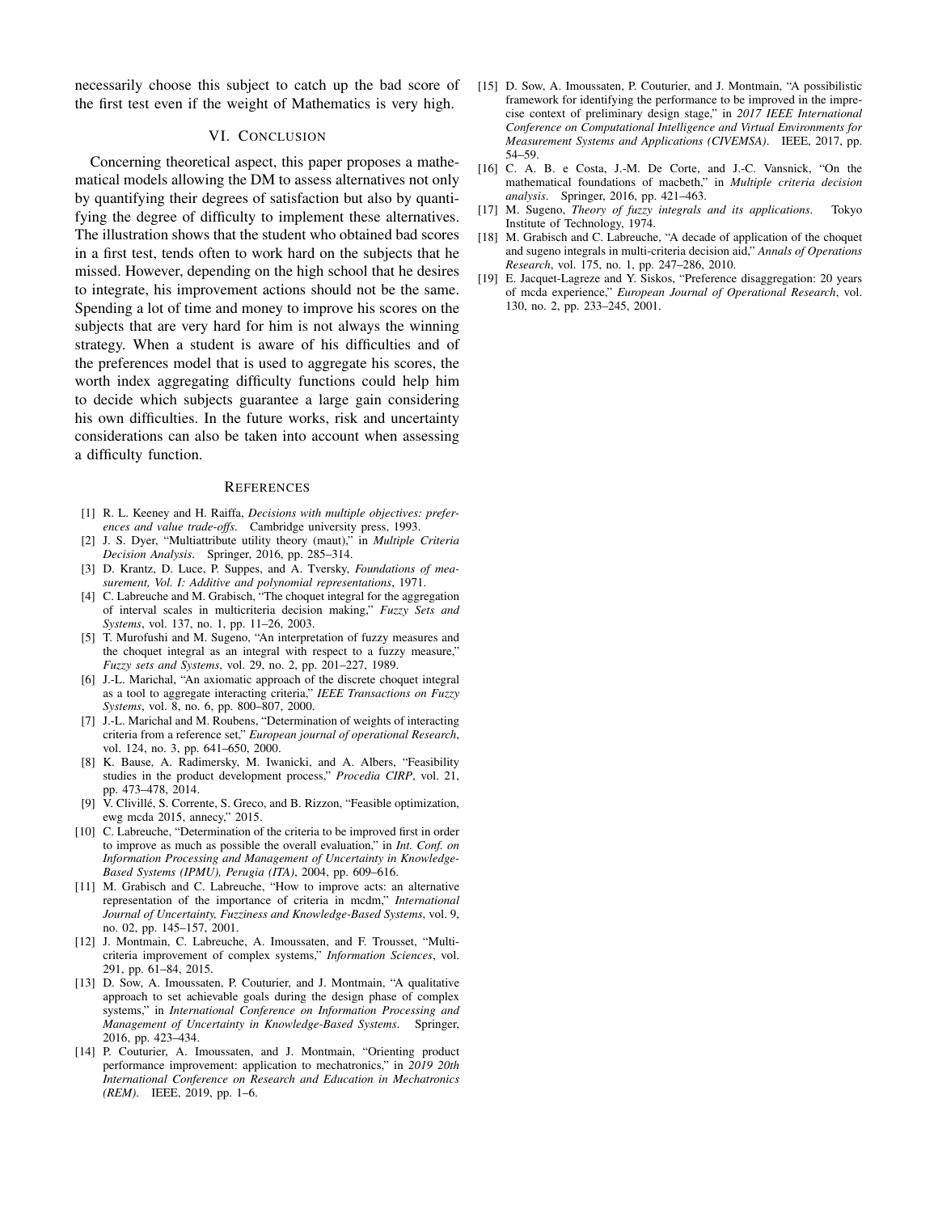necessarily choose this subject to catch up the bad score of the first test even if the weight of Mathematics is very high.

## VI. Conclusion

Concerning theoretical aspect, this paper proposes a mathematical models allowing the DM to assess alternatives not only by quantifying their degrees of satisfaction but also by quantifying the degree of difficulty to implement these alternatives. The illustration shows that the student who obtained bad scores in a first test, tends often to work hard on the subjects that he missed. However, depending on the high school that he desires to integrate, his improvement actions should not be the same. Spending a lot of time and money to improve his scores on the subjects that are very hard for him is not always the winning strategy. When a student is aware of his difficulties and of the preferences model that is used to aggregate his scores, the worth index aggregating difficulty functions could help him to decide which subjects guarantee a large gain considering his own difficulties. In the future works, risk and uncertainty considerations can also be taken into account when assessing a difficulty function.

## References

[1] R. L. Keeney and H. Raiffa, *Decisions with multiple objectives: preferences and value trade-offs*. Cambridge university press, 1993.

[2] J. S. Dyer, "Multiattribute utility theory (maut)," in *Multiple Criteria Decision Analysis*. Springer, 2016, pp. 285–314.

[3] D. Krantz, D. Luce, P. Suppes, and A. Tversky, *Foundations of measurement, Vol. I: Additive and polynomial representations*, 1971.

[4] C. Labreuche and M. Grabisch, "The choquet integral for the aggregation of interval scales in multicriteria decision making," *Fuzzy Sets and Systems*, vol. 137, no. 1, pp. 11–26, 2003.

[5] T. Murofushi and M. Sugeno, "An interpretation of fuzzy measures and the choquet integral as an integral with respect to a fuzzy measure," *Fuzzy sets and Systems*, vol. 29, no. 2, pp. 201–227, 1989.

[6] J.-L. Marichal, "An axiomatic approach of the discrete choquet integral as a tool to aggregate interacting criteria," *IEEE Transactions on Fuzzy Systems*, vol. 8, no. 6, pp. 800–807, 2000.

[7] J.-L. Marichal and M. Roubens, "Determination of weights of interacting criteria from a reference set," *European journal of operational Research*, vol. 124, no. 3, pp. 641–650, 2000.

[8] K. Bause, A. Radimersky, M. Iwanicki, and A. Albers, "Feasibility studies in the product development process," *Procedia CIRP*, vol. 21, pp. 473–478, 2014.

[9] V. Clivillé, S. Corrente, S. Greco, and B. Rizzon, "Feasible optimization, ewg mcda 2015, annecy," 2015.

[10] C. Labreuche, "Determination of the criteria to be improved first in order to improve as much as possible the overall evaluation," in *Int. Conf. on Information Processing and Management of Uncertainty in Knowledge-Based Systems (IPMU), Perugia (ITA)*, 2004, pp. 609–616.

[11] M. Grabisch and C. Labreuche, "How to improve acts: an alternative representation of the importance of criteria in mcdm," *International Journal of Uncertainty, Fuzziness and Knowledge-Based Systems*, vol. 9, no. 02, pp. 145–157, 2001.

[12] J. Montmain, C. Labreuche, A. Imoussaten, and F. Trousset, "Multi-criteria improvement of complex systems," *Information Sciences*, vol. 291, pp. 61–84, 2015.

[13] D. Sow, A. Imoussaten, P. Couturier, and J. Montmain, "A qualitative approach to set achievable goals during the design phase of complex systems," in *International Conference on Information Processing and Management of Uncertainty in Knowledge-Based Systems*. Springer, 2016, pp. 423–434.

[14] P. Couturier, A. Imoussaten, and J. Montmain, "Orienting product performance improvement: application to mechatronics," in *2019 20th International Conference on Research and Education in Mechatronics (REM)*. IEEE, 2019, pp. 1–6.

[15] D. Sow, A. Imoussaten, P. Couturier, and J. Montmain, "A possibilistic framework for identifying the performance to be improved in the imprecise context of preliminary design stage," in *2017 IEEE International Conference on Computational Intelligence and Virtual Environments for Measurement Systems and Applications (CIVEMSA)*. IEEE, 2017, pp. 54–59.

[16] C. A. B. e Costa, J.-M. De Corte, and J.-C. Vansnick, "On the mathematical foundations of macbeth," in *Multiple criteria decision analysis*. Springer, 2016, pp. 421–463.

[17] M. Sugeno, *Theory of fuzzy integrals and its applications*. Tokyo Institute of Technology, 1974.

[18] M. Grabisch and C. Labreuche, "A decade of application of the choquet and sugeno integrals in multi-criteria decision aid," *Annals of Operations Research*, vol. 175, no. 1, pp. 247–286, 2010.

[19] E. Jacquet-Lagreze and Y. Siskos, "Preference disaggregation: 20 years of mcda experience," *European Journal of Operational Research*, vol. 130, no. 2, pp. 233–245, 2001.